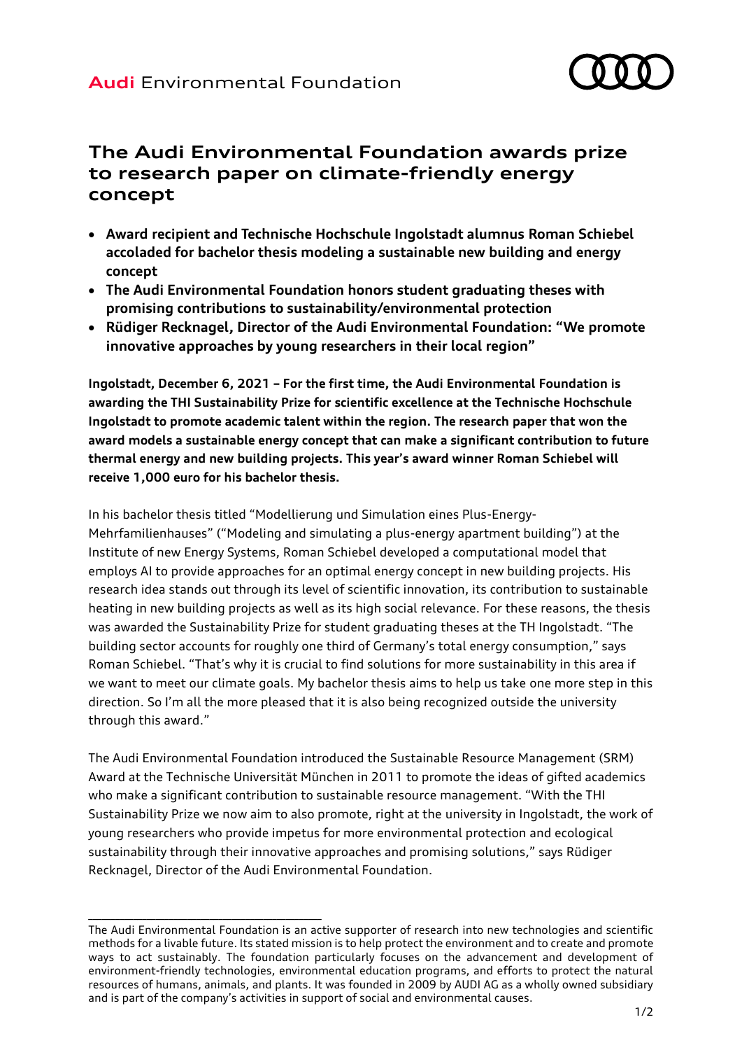**Audi** Environmental Foundation

# The Audi Environmental Foundation awards prize to research paper on climate-friendly energy concept

- **Award recipient and Technische Hochschule Ingolstadt alumnus Roman Schiebel accoladed for bachelor thesis modeling a sustainable new building and energy concept**
- **The Audi Environmental Foundation honors student graduating theses with promising contributions to sustainability/environmental protection**
- **Rüdiger Recknagel, Director of the Audi Environmental Foundation: "We promote innovative approaches by young researchers in their local region"**

**Ingolstadt, December 6, 2021 – For the first time, the Audi Environmental Foundation is awarding the THI Sustainability Prize for scientific excellence at the Technische Hochschule Ingolstadt to promote academic talent within the region. The research paper that won the award models a sustainable energy concept that can make a significant contribution to future thermal energy and new building projects. This year's award winner Roman Schiebel will receive 1,000 euro for his bachelor thesis.**

In his bachelor thesis titled "Modellierung und Simulation eines Plus-Energy-Mehrfamilienhauses" ("Modeling and simulating a plus-energy apartment building") at the Institute of new Energy Systems, Roman Schiebel developed a computational model that employs AI to provide approaches for an optimal energy concept in new building projects. His research idea stands out through its level of scientific innovation, its contribution to sustainable heating in new building projects as well as its high social relevance. For these reasons, the thesis was awarded the Sustainability Prize for student graduating theses at the TH Ingolstadt. "The building sector accounts for roughly one third of Germany's total energy consumption," says Roman Schiebel. "That's why it is crucial to find solutions for more sustainability in this area if we want to meet our climate goals. My bachelor thesis aims to help us take one more step in this direction. So I'm all the more pleased that it is also being recognized outside the university through this award."

The Audi Environmental Foundation introduced the Sustainable Resource Management (SRM) Award at the Technische Universität München in 2011 to promote the ideas of gifted academics who make a significant contribution to sustainable resource management. "With the THI Sustainability Prize we now aim to also promote, right at the university in Ingolstadt, the work of young researchers who provide impetus for more environmental protection and ecological sustainability through their innovative approaches and promising solutions," says Rüdiger Recknagel, Director of the Audi Environmental Foundation.

---

The Audi Environmental Foundation is an active supporter of research into new technologies and scientific methods for a livable future. Its stated mission is to help protect the environment and to create and promote ways to act sustainably. The foundation particularly focuses on the advancement and development of environment-friendly technologies, environmental education programs, and efforts to protect the natural resources of humans, animals, and plants. It was founded in 2009 by AUDI AG as a wholly owned subsidiary and is part of the company's activities in support of social and environmental causes.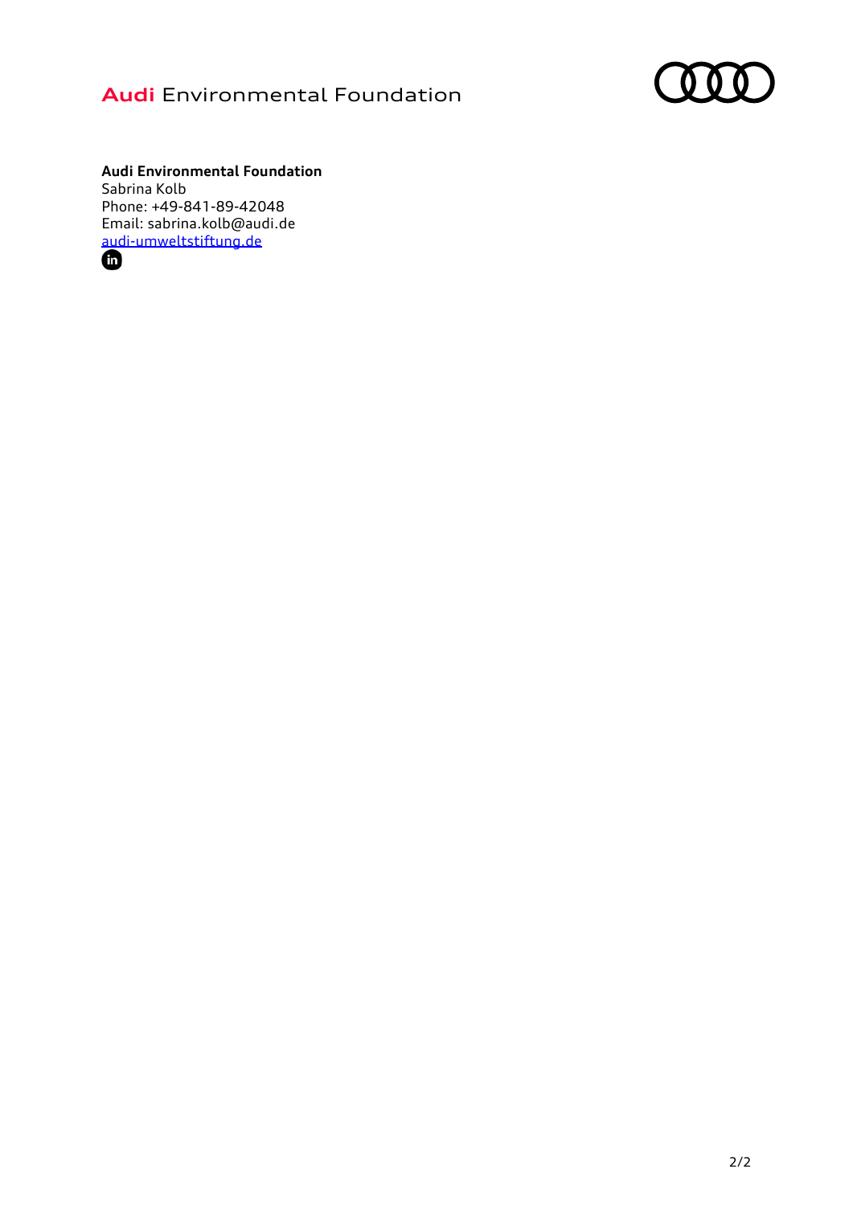**Audi Environmental Foundation**
Sabrina Kolb
Phone: +49-841-89-42048
Email: sabrina.kolb@audi.de
[audi-umweltstiftung.de](audi-umweltstiftung.de)